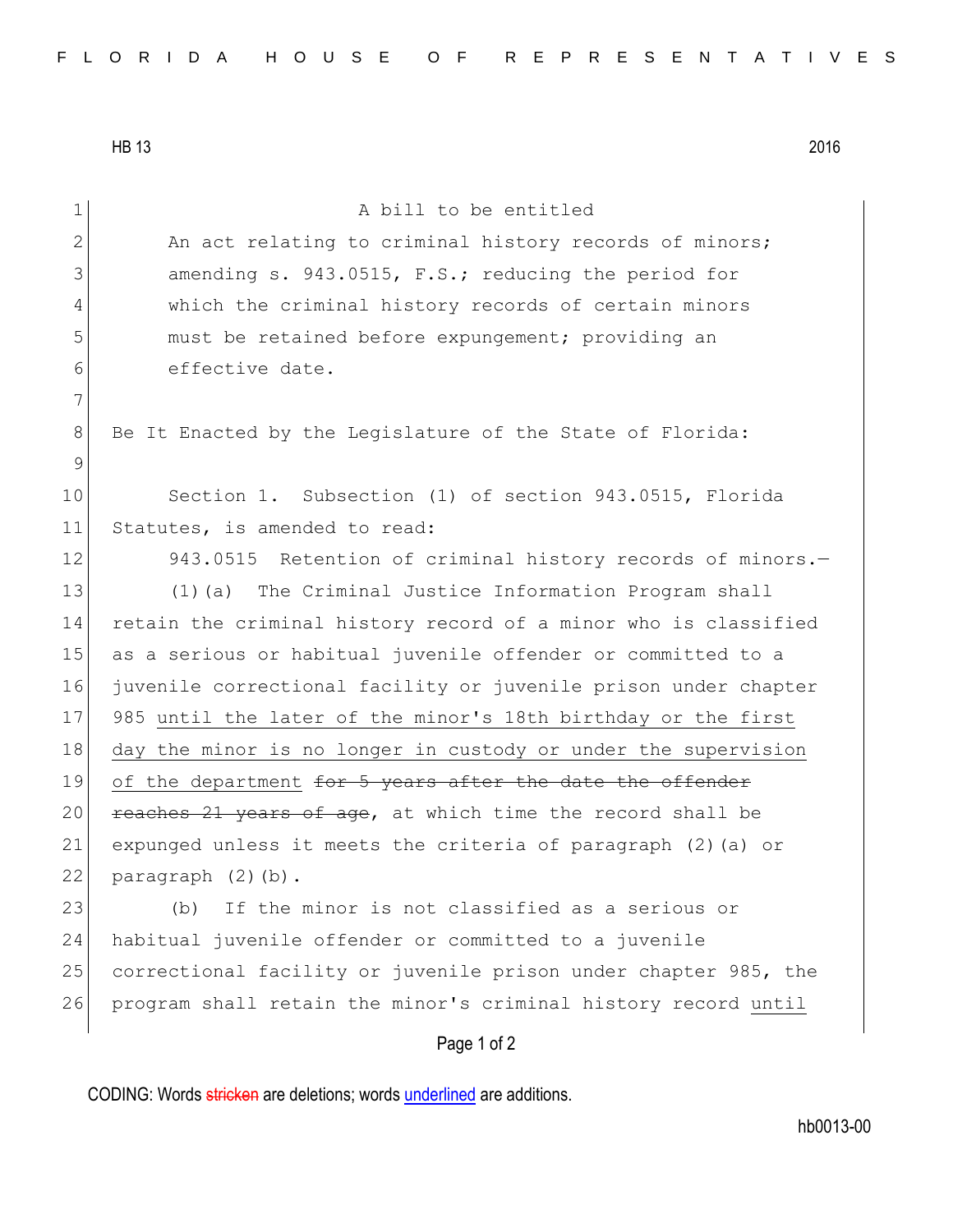HB 13 2016

A bill to be entitled

An act relating to criminal history records of minors; amending s. 943.0515, F.S.; reducing the period for which the criminal history records of certain minors must be retained before expungement; providing an effective date.

Be It Enacted by the Legislature of the State of Florida:

Section 1. Subsection (1) of section 943.0515, Florida Statutes, is amended to read:

943.0515 Retention of criminal history records of minors.—

(1)(a) The Criminal Justice Information Program shall retain the criminal history record of a minor who is classified as a serious or habitual juvenile offender or committed to a juvenile correctional facility or juvenile prison under chapter 985 <u>until the later of the minor's 18th birthday or the first day the minor is no longer in custody or under the supervision of the department</u> ~~for 5 years after the date the offender reaches 21 years of age~~, at which time the record shall be expunged unless it meets the criteria of paragraph (2)(a) or paragraph (2)(b).

(b) If the minor is not classified as a serious or habitual juvenile offender or committed to a juvenile correctional facility or juvenile prison under chapter 985, the program shall retain the minor's criminal history record <u>until</u>

CODING: Words ~~stricken~~ are deletions; words <u>underlined</u> are additions.

hb0013-00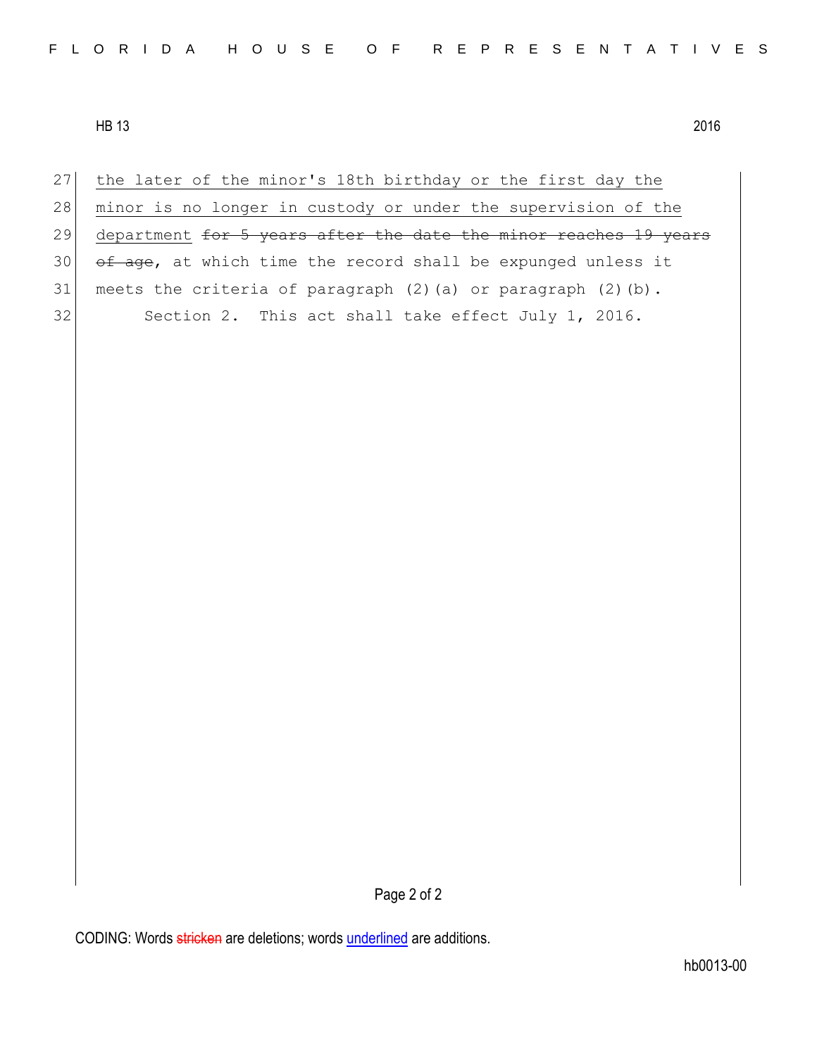27 <u>the later of the minor's 18th birthday or the first day the</u>
28 <u>minor is no longer in custody or under the supervision of the</u>
29 <u>department</u> ~~for 5 years after the date the minor reaches 19 years~~
30 ~~of age~~, at which time the record shall be expunged unless it
31 meets the criteria of paragraph (2)(a) or paragraph (2)(b).
32 Section 2. This act shall take effect July 1, 2016.

CODING: Words ~~stricken~~ are deletions; words <u>underlined</u> are additions.